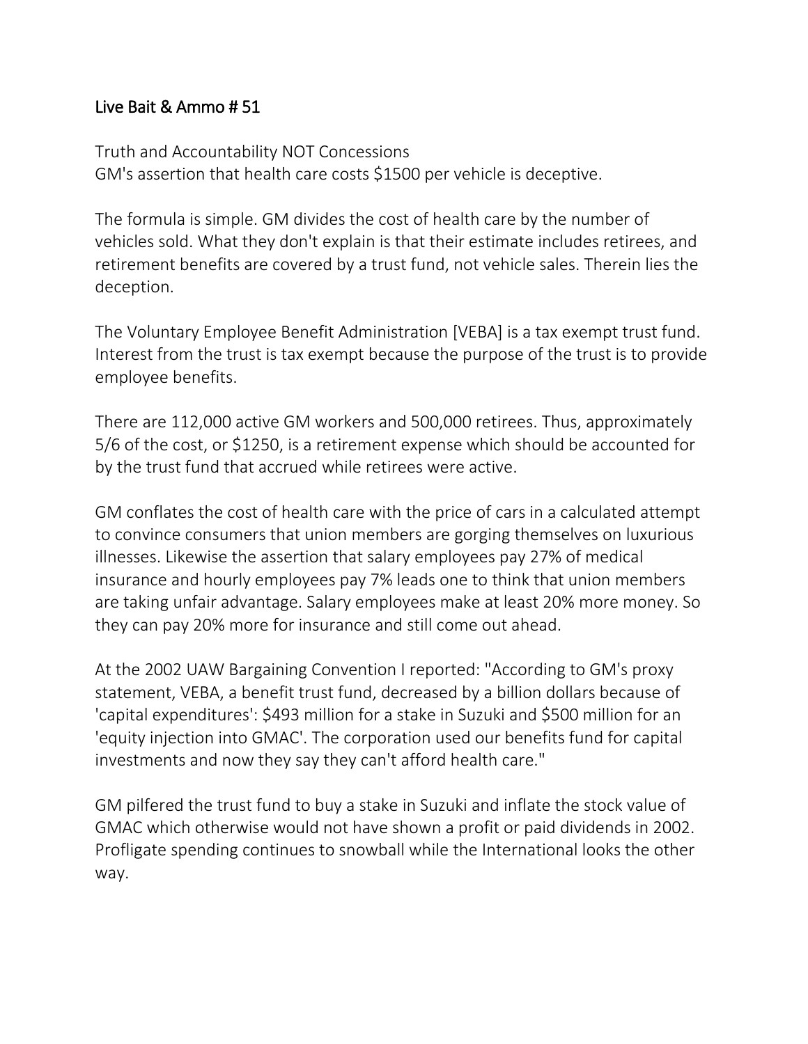## Live Bait & Ammo # 51

Truth and Accountability NOT Concessions
GM's assertion that health care costs $1500 per vehicle is deceptive.

The formula is simple. GM divides the cost of health care by the number of vehicles sold. What they don't explain is that their estimate includes retirees, and retirement benefits are covered by a trust fund, not vehicle sales. Therein lies the deception.

The Voluntary Employee Benefit Administration [VEBA] is a tax exempt trust fund. Interest from the trust is tax exempt because the purpose of the trust is to provide employee benefits.

There are 112,000 active GM workers and 500,000 retirees. Thus, approximately 5/6 of the cost, or $1250, is a retirement expense which should be accounted for by the trust fund that accrued while retirees were active.

GM conflates the cost of health care with the price of cars in a calculated attempt to convince consumers that union members are gorging themselves on luxurious illnesses. Likewise the assertion that salary employees pay 27% of medical insurance and hourly employees pay 7% leads one to think that union members are taking unfair advantage. Salary employees make at least 20% more money. So they can pay 20% more for insurance and still come out ahead.

At the 2002 UAW Bargaining Convention I reported: "According to GM's proxy statement, VEBA, a benefit trust fund, decreased by a billion dollars because of 'capital expenditures': $493 million for a stake in Suzuki and $500 million for an 'equity injection into GMAC'. The corporation used our benefits fund for capital investments and now they say they can't afford health care."

GM pilfered the trust fund to buy a stake in Suzuki and inflate the stock value of GMAC which otherwise would not have shown a profit or paid dividends in 2002. Profligate spending continues to snowball while the International looks the other way.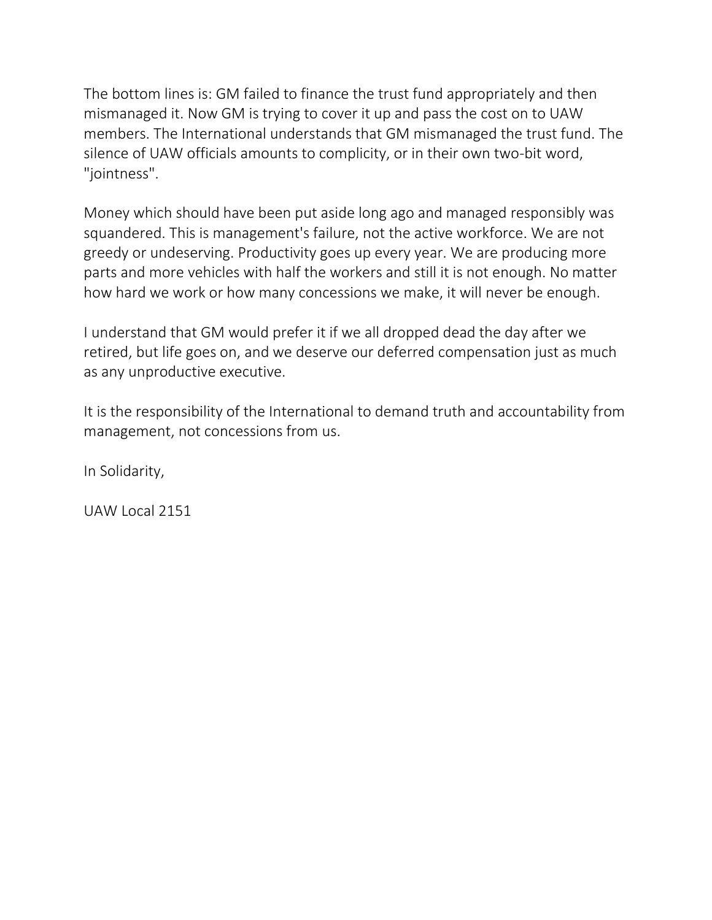The bottom lines is: GM failed to finance the trust fund appropriately and then mismanaged it. Now GM is trying to cover it up and pass the cost on to UAW members. The International understands that GM mismanaged the trust fund. The silence of UAW officials amounts to complicity, or in their own two-bit word, "jointness".

Money which should have been put aside long ago and managed responsibly was squandered. This is management's failure, not the active workforce. We are not greedy or undeserving. Productivity goes up every year. We are producing more parts and more vehicles with half the workers and still it is not enough. No matter how hard we work or how many concessions we make, it will never be enough.

I understand that GM would prefer it if we all dropped dead the day after we retired, but life goes on, and we deserve our deferred compensation just as much as any unproductive executive.

It is the responsibility of the International to demand truth and accountability from management, not concessions from us.

In Solidarity,

UAW Local 2151